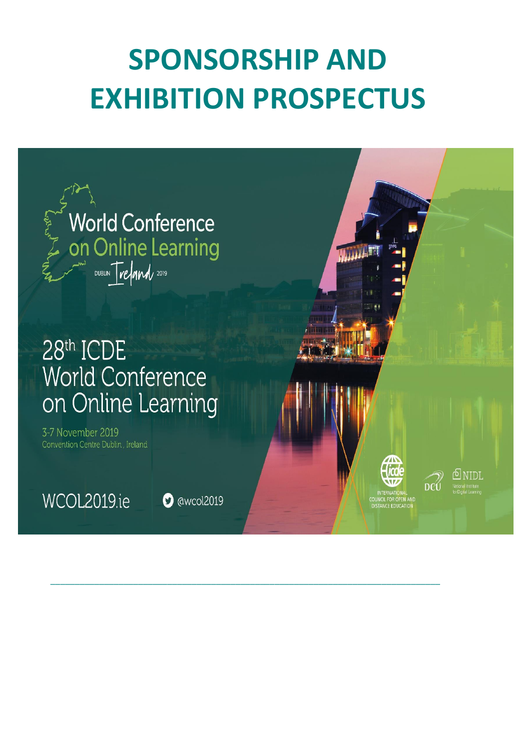# SPONSORSHIP AND EXHIBITION PROSPECTUS

World Conference on Online Learning

DUBLIN Ireland 2019

## 28th ICDE World Conference on Online Learning

3-7 November 2019

Convention Centre Dublin, Ireland

WCOL2019.ie

@wcol2019

INTERNATIONAL COUNCIL FOR OPEN AND DISTANCE EDUCATION

DCU

NIDL National Institute for Digital Learning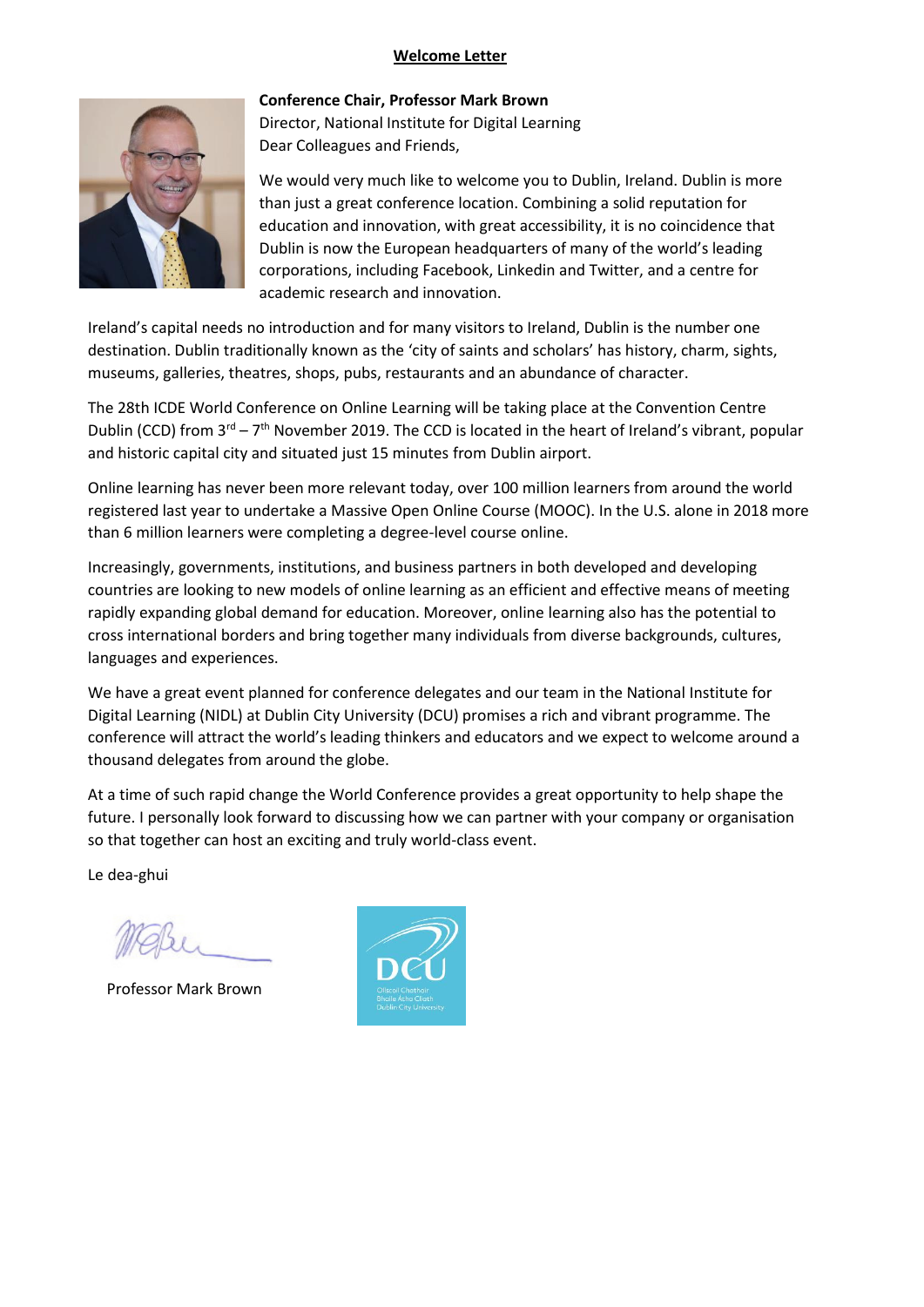## Welcome Letter

**Conference Chair, Professor Mark Brown**
Director, National Institute for Digital Learning
Dear Colleagues and Friends,

We would very much like to welcome you to Dublin, Ireland. Dublin is more than just a great conference location. Combining a solid reputation for education and innovation, with great accessibility, it is no coincidence that Dublin is now the European headquarters of many of the world's leading corporations, including Facebook, Linkedin and Twitter, and a centre for academic research and innovation.

Ireland's capital needs no introduction and for many visitors to Ireland, Dublin is the number one destination. Dublin traditionally known as the 'city of saints and scholars' has history, charm, sights, museums, galleries, theatres, shops, pubs, restaurants and an abundance of character.

The 28th ICDE World Conference on Online Learning will be taking place at the Convention Centre Dublin (CCD) from 3rd – 7th November 2019. The CCD is located in the heart of Ireland's vibrant, popular and historic capital city and situated just 15 minutes from Dublin airport.

Online learning has never been more relevant today, over 100 million learners from around the world registered last year to undertake a Massive Open Online Course (MOOC). In the U.S. alone in 2018 more than 6 million learners were completing a degree-level course online.

Increasingly, governments, institutions, and business partners in both developed and developing countries are looking to new models of online learning as an efficient and effective means of meeting rapidly expanding global demand for education. Moreover, online learning also has the potential to cross international borders and bring together many individuals from diverse backgrounds, cultures, languages and experiences.

We have a great event planned for conference delegates and our team in the National Institute for Digital Learning (NIDL) at Dublin City University (DCU) promises a rich and vibrant programme. The conference will attract the world's leading thinkers and educators and we expect to welcome around a thousand delegates from around the globe.

At a time of such rapid change the World Conference provides a great opportunity to help shape the future. I personally look forward to discussing how we can partner with your company or organisation so that together can host an exciting and truly world-class event.

Le dea-ghui

Professor Mark Brown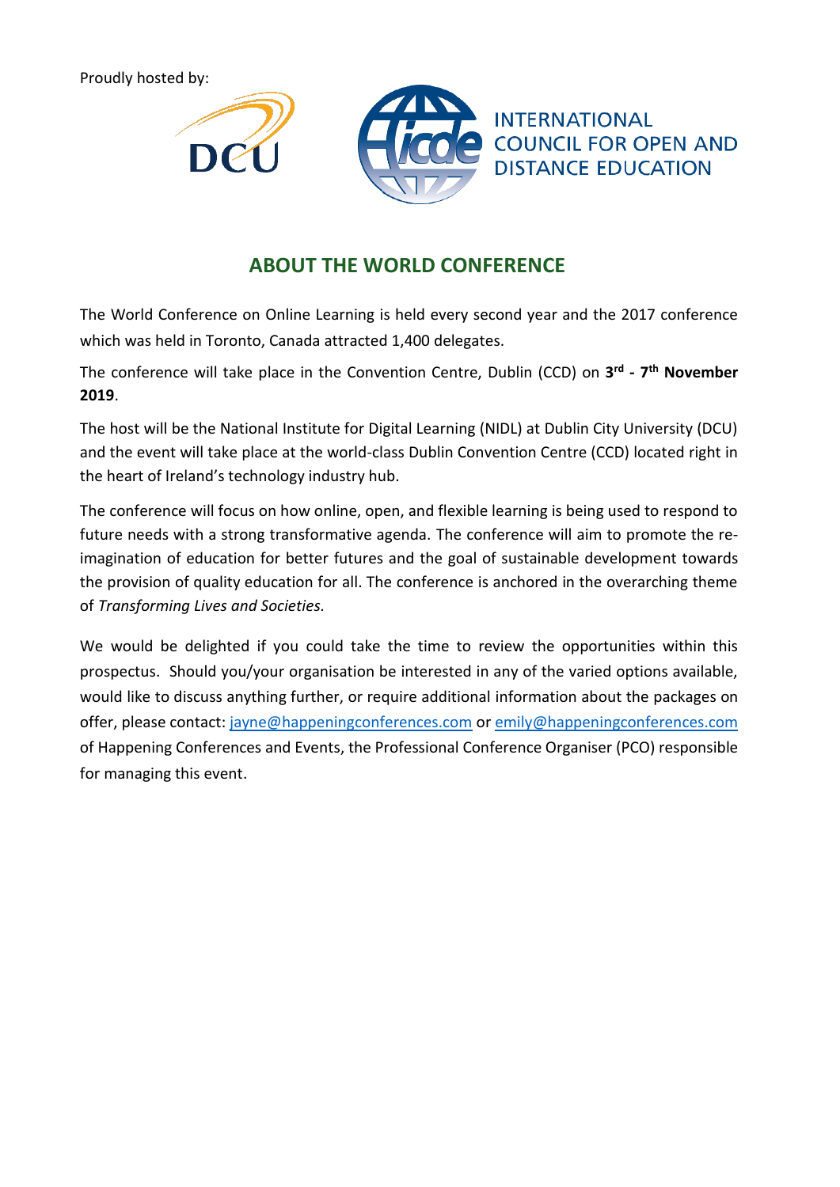Proudly hosted by:

INTERNATIONAL COUNCIL FOR OPEN AND DISTANCE EDUCATION

## ABOUT THE WORLD CONFERENCE

The World Conference on Online Learning is held every second year and the 2017 conference which was held in Toronto, Canada attracted 1,400 delegates.

The conference will take place in the Convention Centre, Dublin (CCD) on **3rd - 7th November 2019**.

The host will be the National Institute for Digital Learning (NIDL) at Dublin City University (DCU) and the event will take place at the world-class Dublin Convention Centre (CCD) located right in the heart of Ireland's technology industry hub.

The conference will focus on how online, open, and flexible learning is being used to respond to future needs with a strong transformative agenda. The conference will aim to promote the re-imagination of education for better futures and the goal of sustainable development towards the provision of quality education for all. The conference is anchored in the overarching theme of *Transforming Lives and Societies.*

We would be delighted if you could take the time to review the opportunities within this prospectus. Should you/your organisation be interested in any of the varied options available, would like to discuss anything further, or require additional information about the packages on offer, please contact: jayne@happeningconferences.com or emily@happeningconferences.com of Happening Conferences and Events, the Professional Conference Organiser (PCO) responsible for managing this event.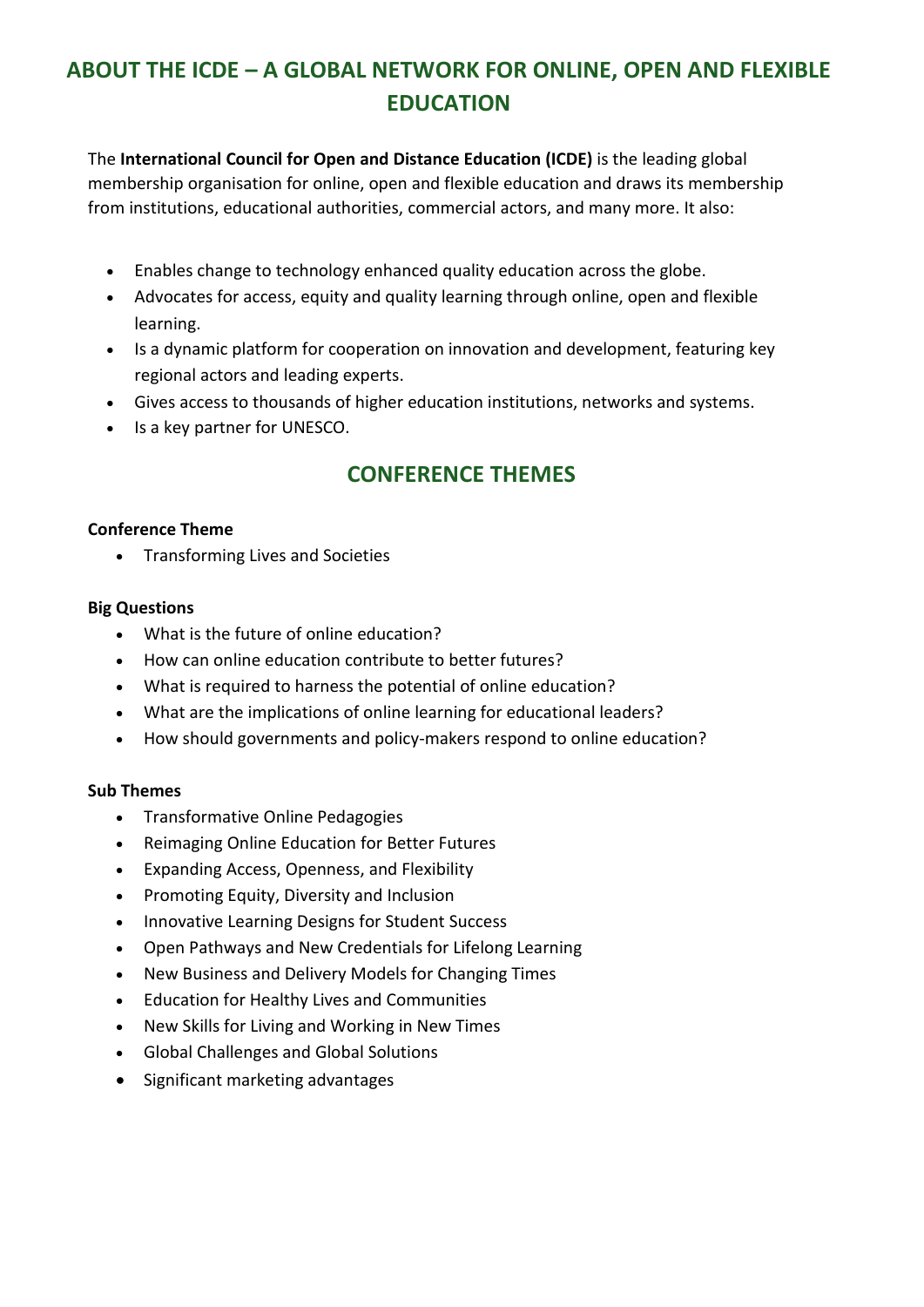## ABOUT THE ICDE – A GLOBAL NETWORK FOR ONLINE, OPEN AND FLEXIBLE EDUCATION

The **International Council for Open and Distance Education (ICDE)** is the leading global membership organisation for online, open and flexible education and draws its membership from institutions, educational authorities, commercial actors, and many more. It also:

- Enables change to technology enhanced quality education across the globe.
- Advocates for access, equity and quality learning through online, open and flexible learning.
- Is a dynamic platform for cooperation on innovation and development, featuring key regional actors and leading experts.
- Gives access to thousands of higher education institutions, networks and systems.
- Is a key partner for UNESCO.

## CONFERENCE THEMES

**Conference Theme**

- Transforming Lives and Societies

**Big Questions**

- What is the future of online education?
- How can online education contribute to better futures?
- What is required to harness the potential of online education?
- What are the implications of online learning for educational leaders?
- How should governments and policy-makers respond to online education?

**Sub Themes**

- Transformative Online Pedagogies
- Reimaging Online Education for Better Futures
- Expanding Access, Openness, and Flexibility
- Promoting Equity, Diversity and Inclusion
- Innovative Learning Designs for Student Success
- Open Pathways and New Credentials for Lifelong Learning
- New Business and Delivery Models for Changing Times
- Education for Healthy Lives and Communities
- New Skills for Living and Working in New Times
- Global Challenges and Global Solutions
- Significant marketing advantages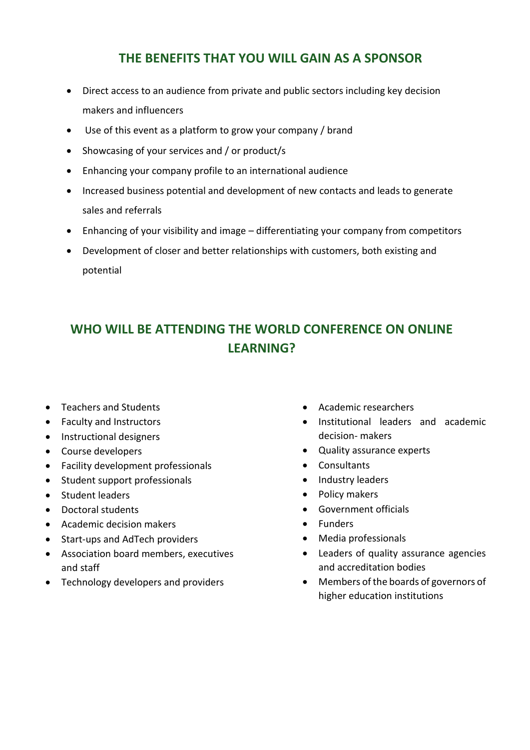## THE BENEFITS THAT YOU WILL GAIN AS A SPONSOR

- Direct access to an audience from private and public sectors including key decision makers and influencers
- Use of this event as a platform to grow your company / brand
- Showcasing of your services and / or product/s
- Enhancing your company profile to an international audience
- Increased business potential and development of new contacts and leads to generate sales and referrals
- Enhancing of your visibility and image – differentiating your company from competitors
- Development of closer and better relationships with customers, both existing and potential

## WHO WILL BE ATTENDING THE WORLD CONFERENCE ON ONLINE LEARNING?

- Teachers and Students
- Faculty and Instructors
- Instructional designers
- Course developers
- Facility development professionals
- Student support professionals
- Student leaders
- Doctoral students
- Academic decision makers
- Start-ups and AdTech providers
- Association board members, executives and staff
- Technology developers and providers
- Academic researchers
- Institutional leaders and academic decision- makers
- Quality assurance experts
- Consultants
- Industry leaders
- Policy makers
- Government officials
- Funders
- Media professionals
- Leaders of quality assurance agencies and accreditation bodies
- Members of the boards of governors of higher education institutions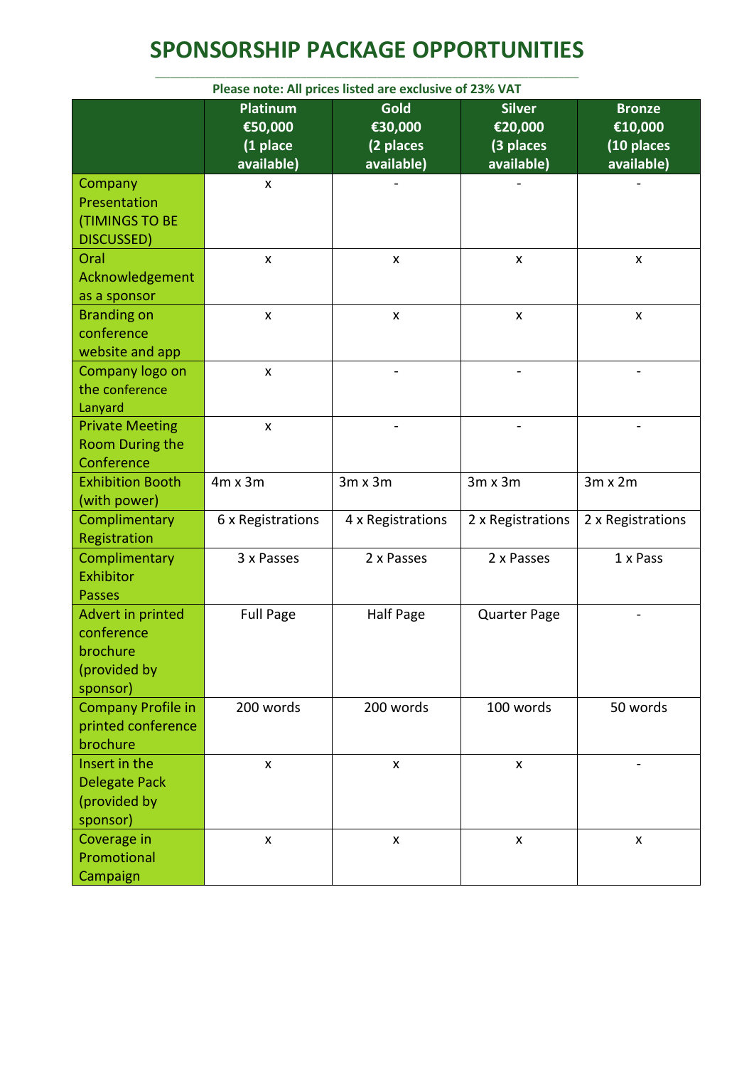# SPONSORSHIP PACKAGE OPPORTUNITIES

**Please note: All prices listed are exclusive of 23% VAT**

| | **Platinum €50,000 (1 place available)** | **Gold €30,000 (2 places available)** | **Silver €20,000 (3 places available)** | **Bronze €10,000 (10 places available)** |
|---|---|---|---|---|
| Company Presentation (TIMINGS TO BE DISCUSSED) | x | - | - | - |
| Oral Acknowledgement as a sponsor | x | x | x | x |
| Branding on conference website and app | x | x | x | x |
| Company logo on the conference Lanyard | x | - | - | - |
| Private Meeting Room During the Conference | x | - | - | - |
| Exhibition Booth (with power) | 4m x 3m | 3m x 3m | 3m x 3m | 3m x 2m |
| Complimentary Registration | 6 x Registrations | 4 x Registrations | 2 x Registrations | 2 x Registrations |
| Complimentary Exhibitor Passes | 3 x Passes | 2 x Passes | 2 x Passes | 1 x Pass |
| Advert in printed conference brochure (provided by sponsor) | Full Page | Half Page | Quarter Page | - |
| Company Profile in printed conference brochure | 200 words | 200 words | 100 words | 50 words |
| Insert in the Delegate Pack (provided by sponsor) | x | x | x | - |
| Coverage in Promotional Campaign | x | x | x | x |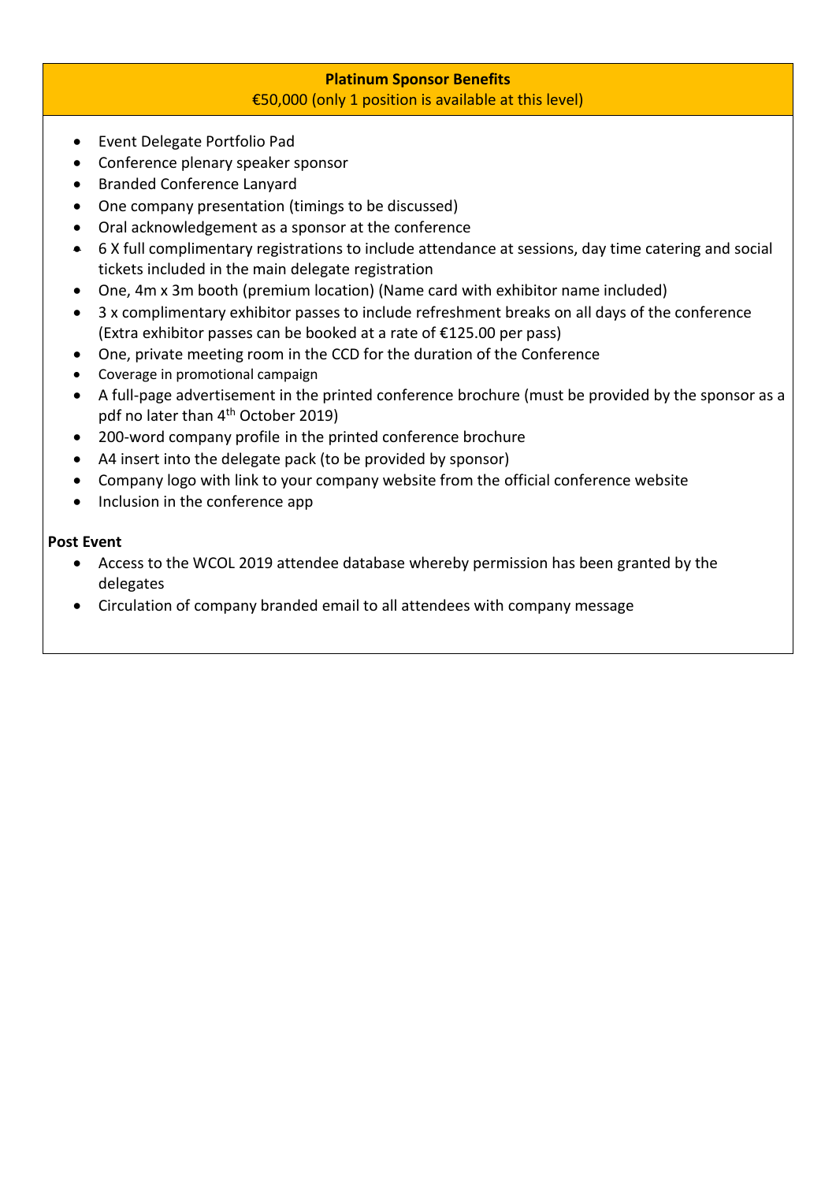**Platinum Sponsor Benefits**
€50,000 (only 1 position is available at this level)

- Event Delegate Portfolio Pad
- Conference plenary speaker sponsor
- Branded Conference Lanyard
- One company presentation (timings to be discussed)
- Oral acknowledgement as a sponsor at the conference
- 6 X full complimentary registrations to include attendance at sessions, day time catering and social tickets included in the main delegate registration
- One, 4m x 3m booth (premium location) (Name card with exhibitor name included)
- 3 x complimentary exhibitor passes to include refreshment breaks on all days of the conference (Extra exhibitor passes can be booked at a rate of €125.00 per pass)
- One, private meeting room in the CCD for the duration of the Conference
- Coverage in promotional campaign
- A full-page advertisement in the printed conference brochure (must be provided by the sponsor as a pdf no later than 4th October 2019)
- 200-word company profile in the printed conference brochure
- A4 insert into the delegate pack (to be provided by sponsor)
- Company logo with link to your company website from the official conference website
- Inclusion in the conference app

**Post Event**

- Access to the WCOL 2019 attendee database whereby permission has been granted by the delegates
- Circulation of company branded email to all attendees with company message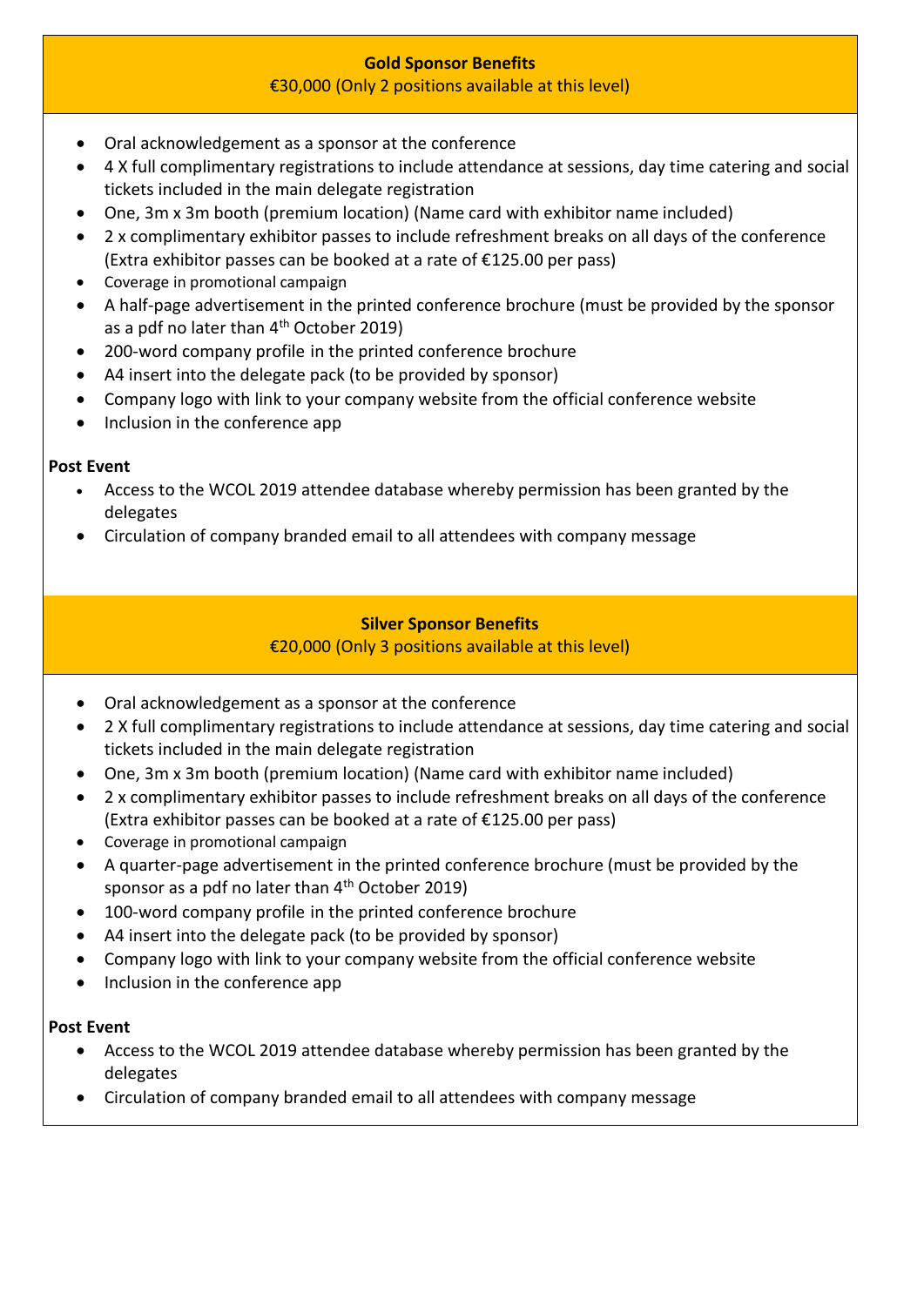## Gold Sponsor Benefits

€30,000 (Only 2 positions available at this level)

- Oral acknowledgement as a sponsor at the conference
- 4 X full complimentary registrations to include attendance at sessions, day time catering and social tickets included in the main delegate registration
- One, 3m x 3m booth (premium location) (Name card with exhibitor name included)
- 2 x complimentary exhibitor passes to include refreshment breaks on all days of the conference (Extra exhibitor passes can be booked at a rate of €125.00 per pass)
- Coverage in promotional campaign
- A half-page advertisement in the printed conference brochure (must be provided by the sponsor as a pdf no later than 4th October 2019)
- 200-word company profile in the printed conference brochure
- A4 insert into the delegate pack (to be provided by sponsor)
- Company logo with link to your company website from the official conference website
- Inclusion in the conference app

**Post Event**

- Access to the WCOL 2019 attendee database whereby permission has been granted by the delegates
- Circulation of company branded email to all attendees with company message

## Silver Sponsor Benefits

€20,000 (Only 3 positions available at this level)

- Oral acknowledgement as a sponsor at the conference
- 2 X full complimentary registrations to include attendance at sessions, day time catering and social tickets included in the main delegate registration
- One, 3m x 3m booth (premium location) (Name card with exhibitor name included)
- 2 x complimentary exhibitor passes to include refreshment breaks on all days of the conference (Extra exhibitor passes can be booked at a rate of €125.00 per pass)
- Coverage in promotional campaign
- A quarter-page advertisement in the printed conference brochure (must be provided by the sponsor as a pdf no later than 4th October 2019)
- 100-word company profile in the printed conference brochure
- A4 insert into the delegate pack (to be provided by sponsor)
- Company logo with link to your company website from the official conference website
- Inclusion in the conference app

**Post Event**

- Access to the WCOL 2019 attendee database whereby permission has been granted by the delegates
- Circulation of company branded email to all attendees with company message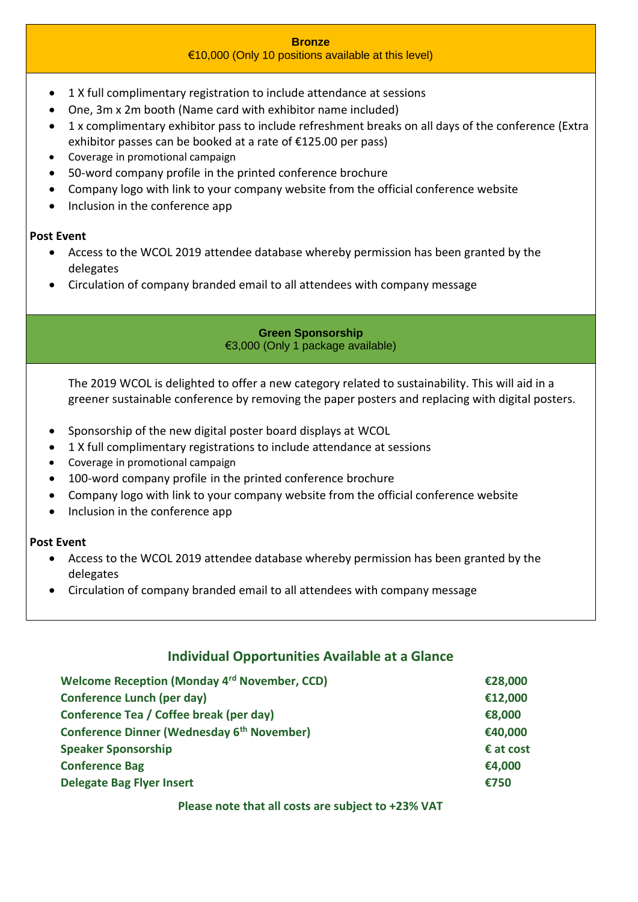**Bronze**
€10,000 (Only 10 positions available at this level)

- 1 X full complimentary registration to include attendance at sessions
- One, 3m x 2m booth (Name card with exhibitor name included)
- 1 x complimentary exhibitor pass to include refreshment breaks on all days of the conference (Extra exhibitor passes can be booked at a rate of €125.00 per pass)
- Coverage in promotional campaign
- 50-word company profile in the printed conference brochure
- Company logo with link to your company website from the official conference website
- Inclusion in the conference app

**Post Event**

- Access to the WCOL 2019 attendee database whereby permission has been granted by the delegates
- Circulation of company branded email to all attendees with company message

**Green Sponsorship**
€3,000 (Only 1 package available)

The 2019 WCOL is delighted to offer a new category related to sustainability. This will aid in a greener sustainable conference by removing the paper posters and replacing with digital posters.

- Sponsorship of the new digital poster board displays at WCOL
- 1 X full complimentary registrations to include attendance at sessions
- Coverage in promotional campaign
- 100-word company profile in the printed conference brochure
- Company logo with link to your company website from the official conference website
- Inclusion in the conference app

**Post Event**

- Access to the WCOL 2019 attendee database whereby permission has been granted by the delegates
- Circulation of company branded email to all attendees with company message

## Individual Opportunities Available at a Glance

| | |
|---|---|
| **Welcome Reception (Monday 4th November, CCD)** | **€28,000** |
| **Conference Lunch (per day)** | **€12,000** |
| **Conference Tea / Coffee break (per day)** | **€8,000** |
| **Conference Dinner (Wednesday 6th November)** | **€40,000** |
| **Speaker Sponsorship** | **€ at cost** |
| **Conference Bag** | **€4,000** |
| **Delegate Bag Flyer Insert** | **€750** |

**Please note that all costs are subject to +23% VAT**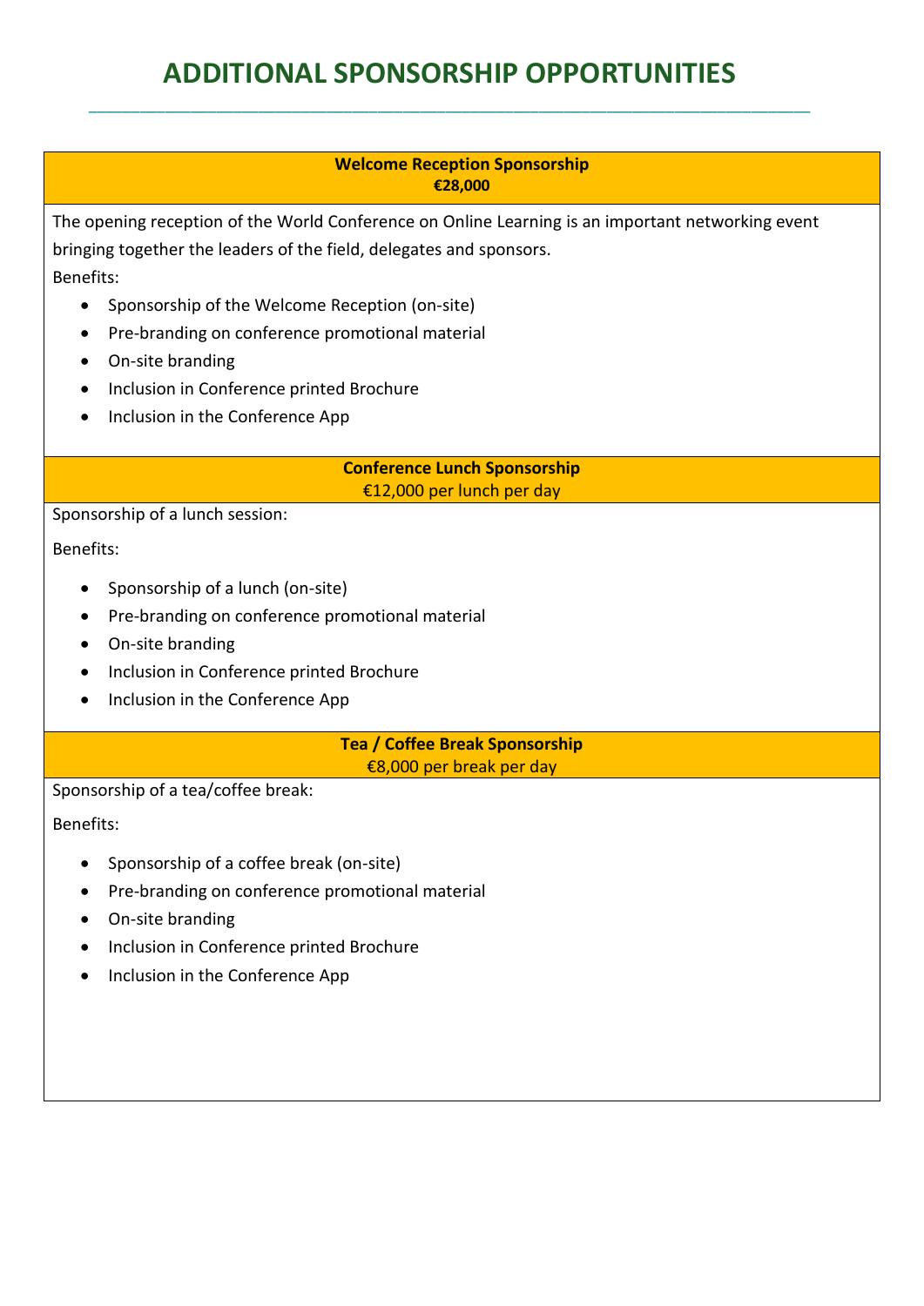# ADDITIONAL SPONSORSHIP OPPORTUNITIES

---

**Welcome Reception Sponsorship**
**€28,000**

The opening reception of the World Conference on Online Learning is an important networking event bringing together the leaders of the field, delegates and sponsors.

Benefits:

- Sponsorship of the Welcome Reception (on-site)
- Pre-branding on conference promotional material
- On-site branding
- Inclusion in Conference printed Brochure
- Inclusion in the Conference App

**Conference Lunch Sponsorship**
€12,000 per lunch per day

Sponsorship of a lunch session:

Benefits:

- Sponsorship of a lunch (on-site)
- Pre-branding on conference promotional material
- On-site branding
- Inclusion in Conference printed Brochure
- Inclusion in the Conference App

**Tea / Coffee Break Sponsorship**
€8,000 per break per day

Sponsorship of a tea/coffee break:

Benefits:

- Sponsorship of a coffee break (on-site)
- Pre-branding on conference promotional material
- On-site branding
- Inclusion in Conference printed Brochure
- Inclusion in the Conference App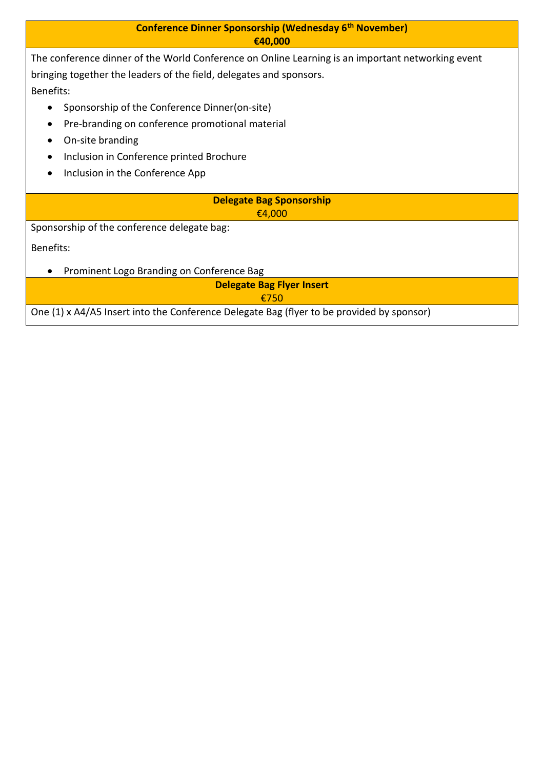## Conference Dinner Sponsorship (Wednesday 6th November)

**€40,000**

The conference dinner of the World Conference on Online Learning is an important networking event bringing together the leaders of the field, delegates and sponsors.

Benefits:

- Sponsorship of the Conference Dinner(on-site)
- Pre-branding on conference promotional material
- On-site branding
- Inclusion in Conference printed Brochure
- Inclusion in the Conference App

## Delegate Bag Sponsorship

€4,000

Sponsorship of the conference delegate bag:

Benefits:

- Prominent Logo Branding on Conference Bag

## Delegate Bag Flyer Insert

€750

One (1) x A4/A5 Insert into the Conference Delegate Bag (flyer to be provided by sponsor)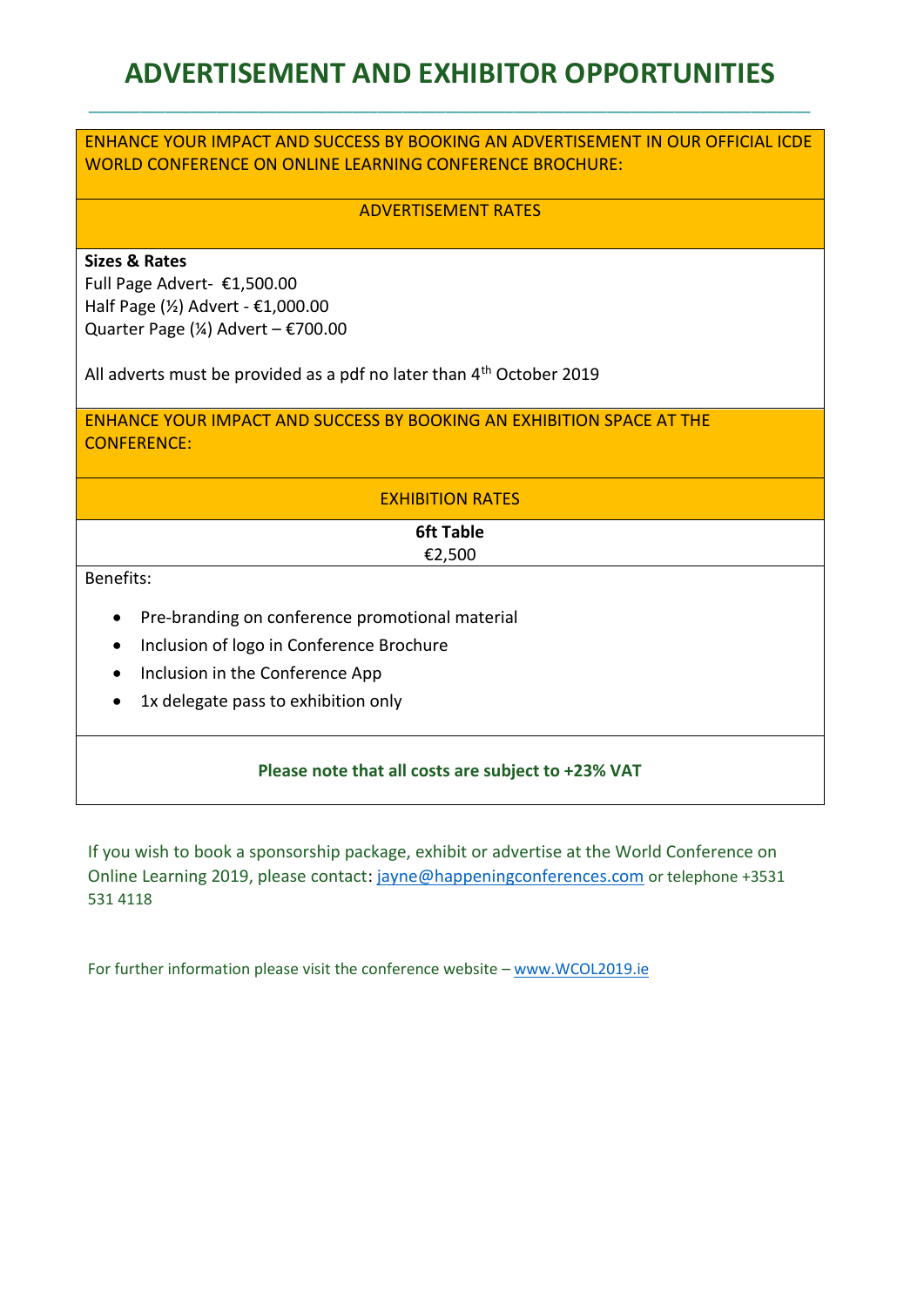# ADVERTISEMENT AND EXHIBITOR OPPORTUNITIES

ENHANCE YOUR IMPACT AND SUCCESS BY BOOKING AN ADVERTISEMENT IN OUR OFFICIAL ICDE WORLD CONFERENCE ON ONLINE LEARNING CONFERENCE BROCHURE:

ADVERTISEMENT RATES

**Sizes & Rates**
Full Page Advert- €1,500.00
Half Page (½) Advert - €1,000.00
Quarter Page (¼) Advert – €700.00

All adverts must be provided as a pdf no later than 4th October 2019

ENHANCE YOUR IMPACT AND SUCCESS BY BOOKING AN EXHIBITION SPACE AT THE CONFERENCE:

EXHIBITION RATES

**6ft Table**
€2,500

Benefits:

- Pre-branding on conference promotional material
- Inclusion of logo in Conference Brochure
- Inclusion in the Conference App
- 1x delegate pass to exhibition only

**Please note that all costs are subject to +23% VAT**

If you wish to book a sponsorship package, exhibit or advertise at the World Conference on Online Learning 2019, please contact: jayne@happeningconferences.com or telephone +3531 531 4118

For further information please visit the conference website – www.WCOL2019.ie